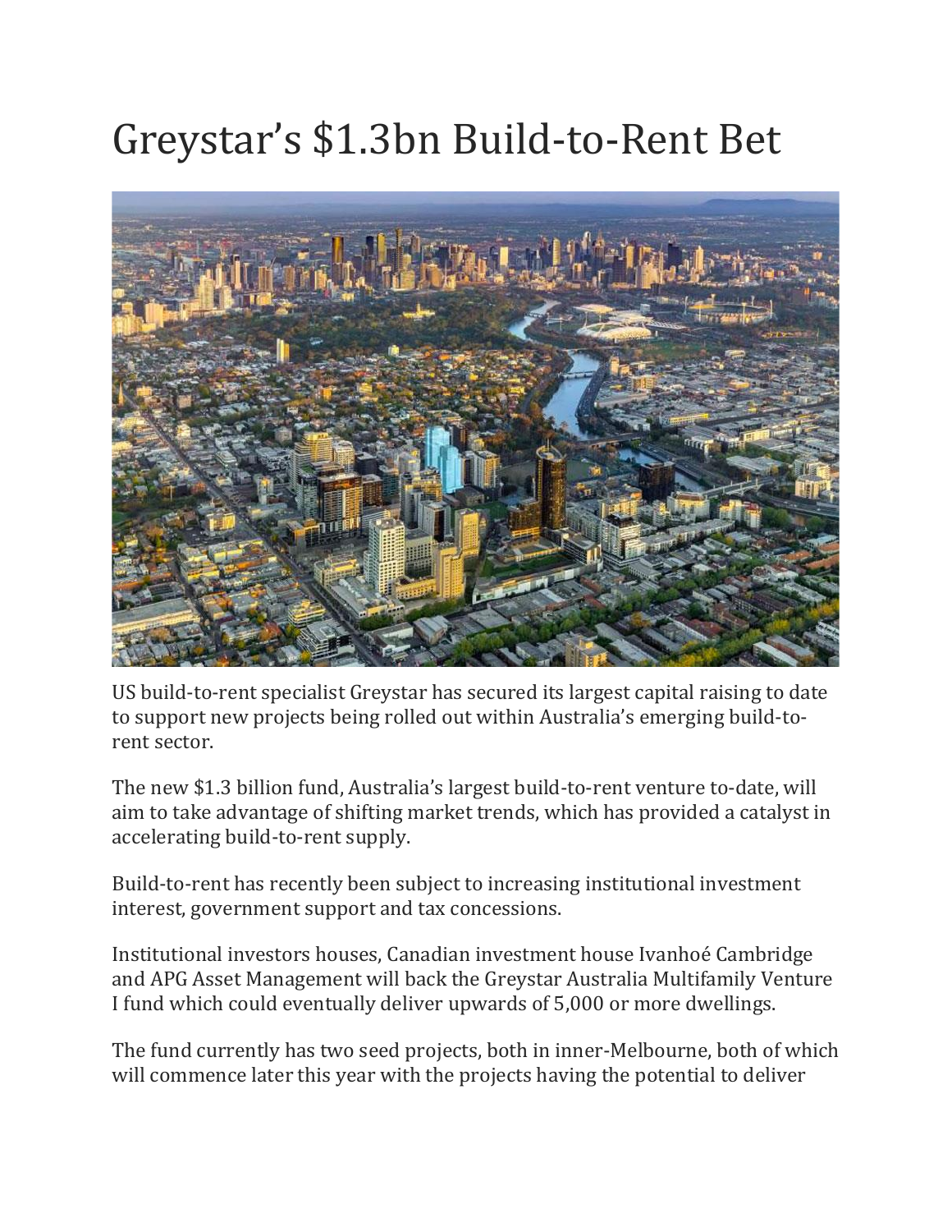# Greystar's $1.3bn Build-to-Rent Bet

US build-to-rent specialist Greystar has secured its largest capital raising to date to support new projects being rolled out within Australia's emerging build-to-rent sector.

The new $1.3 billion fund, Australia's largest build-to-rent venture to-date, will aim to take advantage of shifting market trends, which has provided a catalyst in accelerating build-to-rent supply.

Build-to-rent has recently been subject to increasing institutional investment interest, government support and tax concessions.

Institutional investors houses, Canadian investment house Ivanhoé Cambridge and APG Asset Management will back the Greystar Australia Multifamily Venture I fund which could eventually deliver upwards of 5,000 or more dwellings.

The fund currently has two seed projects, both in inner-Melbourne, both of which will commence later this year with the projects having the potential to deliver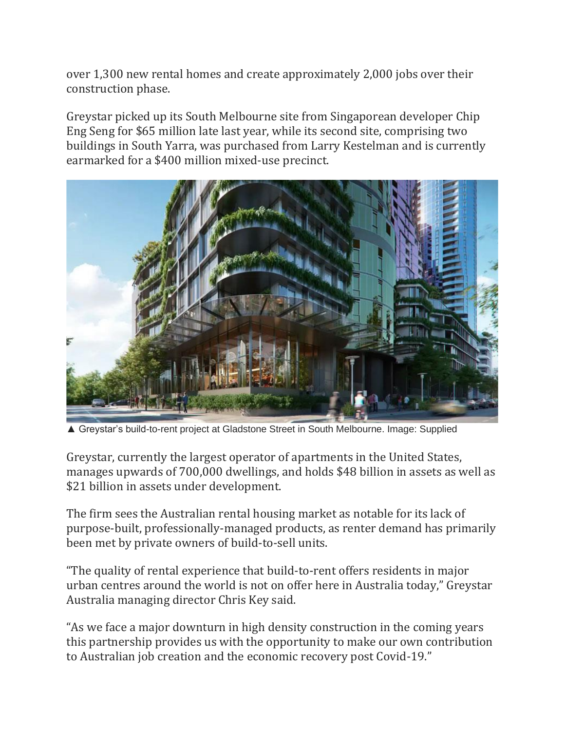over 1,300 new rental homes and create approximately 2,000 jobs over their construction phase.

Greystar picked up its South Melbourne site from Singaporean developer Chip Eng Seng for $65 million late last year, while its second site, comprising two buildings in South Yarra, was purchased from Larry Kestelman and is currently earmarked for a $400 million mixed-use precinct.

▲ Greystar's build-to-rent project at Gladstone Street in South Melbourne. Image: Supplied

Greystar, currently the largest operator of apartments in the United States, manages upwards of 700,000 dwellings, and holds $48 billion in assets as well as $21 billion in assets under development.

The firm sees the Australian rental housing market as notable for its lack of purpose-built, professionally-managed products, as renter demand has primarily been met by private owners of build-to-sell units.

"The quality of rental experience that build-to-rent offers residents in major urban centres around the world is not on offer here in Australia today," Greystar Australia managing director Chris Key said.

"As we face a major downturn in high density construction in the coming years this partnership provides us with the opportunity to make our own contribution to Australian job creation and the economic recovery post Covid-19."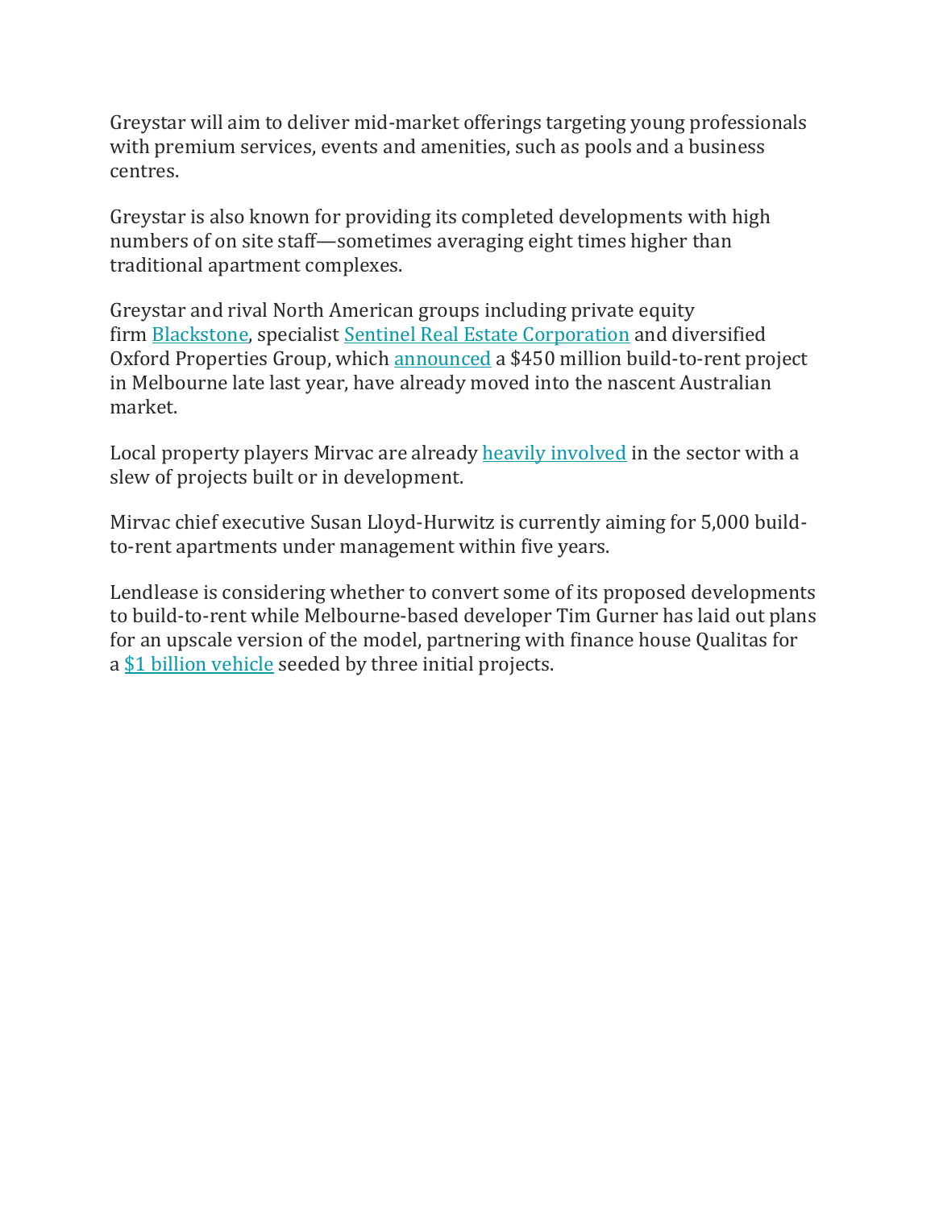Greystar will aim to deliver mid-market offerings targeting young professionals with premium services, events and amenities, such as pools and a business centres.

Greystar is also known for providing its completed developments with high numbers of on site staff—sometimes averaging eight times higher than traditional apartment complexes.

Greystar and rival North American groups including private equity firm Blackstone, specialist Sentinel Real Estate Corporation and diversified Oxford Properties Group, which announced a $450 million build-to-rent project in Melbourne late last year, have already moved into the nascent Australian market.

Local property players Mirvac are already heavily involved in the sector with a slew of projects built or in development.

Mirvac chief executive Susan Lloyd-Hurwitz is currently aiming for 5,000 build-to-rent apartments under management within five years.

Lendlease is considering whether to convert some of its proposed developments to build-to-rent while Melbourne-based developer Tim Gurner has laid out plans for an upscale version of the model, partnering with finance house Qualitas for a $1 billion vehicle seeded by three initial projects.